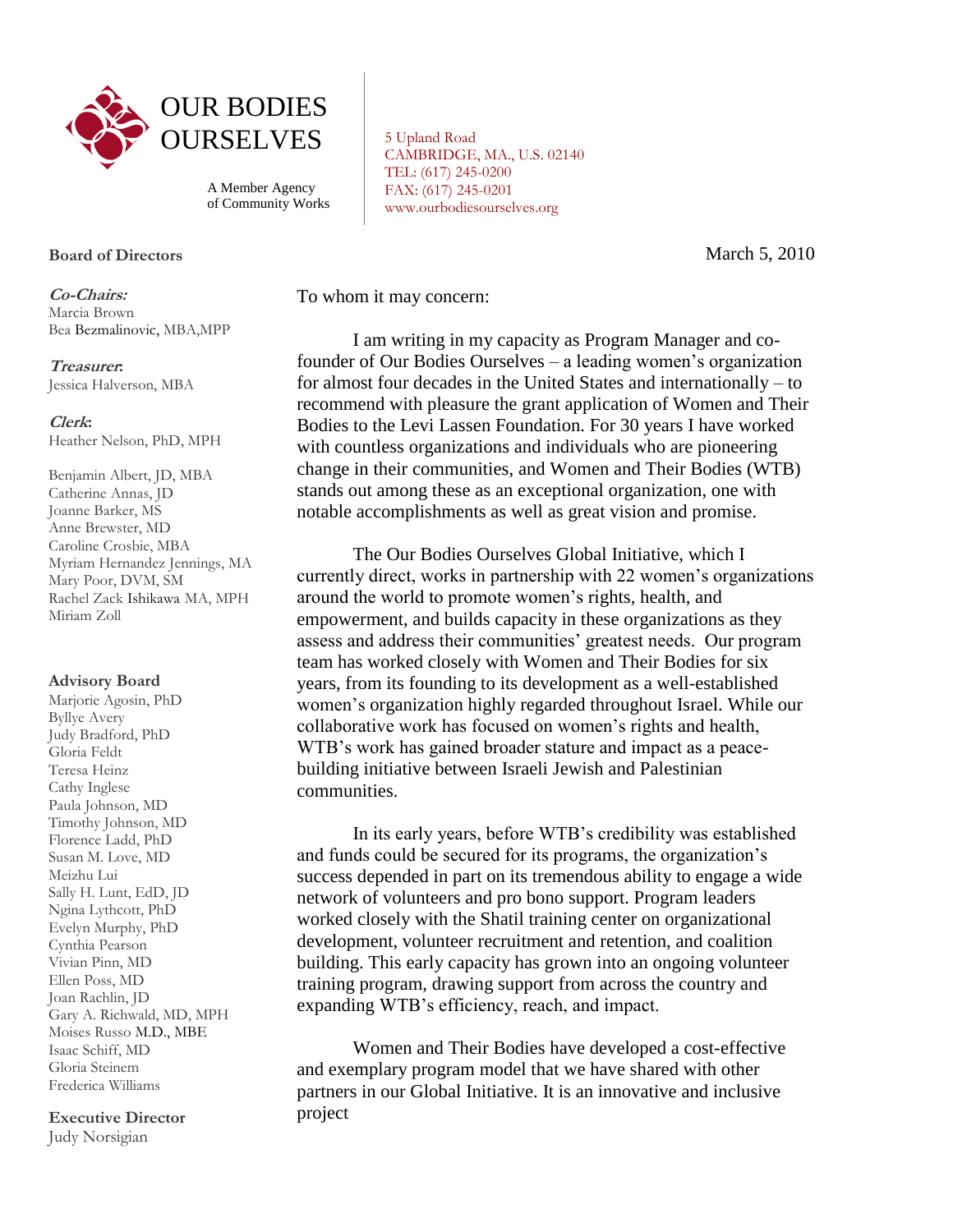# OUR BODIES OURSELVES

A Member Agency of Community Works

5 Upland Road
CAMBRIDGE, MA., U.S. 02140
TEL: (617) 245-0200
FAX: (617) 245-0201
www.ourbodiesourselves.org

**Board of Directors**

***Co-Chairs:***
Marcia Brown
Bea Bezmalinovic, MBA,MPP

***Treasurer:***
Jessica Halverson, MBA

***Clerk:***
Heather Nelson, PhD, MPH

Benjamin Albert, JD, MBA
Catherine Annas, JD
Joanne Barker, MS
Anne Brewster, MD
Caroline Crosbie, MBA
Myriam Hernandez Jennings, MA
Mary Poor, DVM, SM
Rachel Zack Ishikawa MA, MPH
Miriam Zoll

**Advisory Board**
Marjorie Agosin, PhD
Byllye Avery
Judy Bradford, PhD
Gloria Feldt
Teresa Heinz
Cathy Inglese
Paula Johnson, MD
Timothy Johnson, MD
Florence Ladd, PhD
Susan M. Love, MD
Meizhu Lui
Sally H. Lunt, EdD, JD
Ngina Lythcott, PhD
Evelyn Murphy, PhD
Cynthia Pearson
Vivian Pinn, MD
Ellen Poss, MD
Joan Rachlin, JD
Gary A. Richwald, MD, MPH
Moises Russo M.D., MBE
Isaac Schiff, MD
Gloria Steinem
Frederica Williams

**Executive Director**
Judy Norsigian

March 5, 2010

To whom it may concern:

I am writing in my capacity as Program Manager and co-founder of Our Bodies Ourselves – a leading women's organization for almost four decades in the United States and internationally – to recommend with pleasure the grant application of Women and Their Bodies to the Levi Lassen Foundation. For 30 years I have worked with countless organizations and individuals who are pioneering change in their communities, and Women and Their Bodies (WTB) stands out among these as an exceptional organization, one with notable accomplishments as well as great vision and promise.

The Our Bodies Ourselves Global Initiative, which I currently direct, works in partnership with 22 women's organizations around the world to promote women's rights, health, and empowerment, and builds capacity in these organizations as they assess and address their communities' greatest needs. Our program team has worked closely with Women and Their Bodies for six years, from its founding to its development as a well-established women's organization highly regarded throughout Israel. While our collaborative work has focused on women's rights and health, WTB's work has gained broader stature and impact as a peace-building initiative between Israeli Jewish and Palestinian communities.

In its early years, before WTB's credibility was established and funds could be secured for its programs, the organization's success depended in part on its tremendous ability to engage a wide network of volunteers and pro bono support. Program leaders worked closely with the Shatil training center on organizational development, volunteer recruitment and retention, and coalition building. This early capacity has grown into an ongoing volunteer training program, drawing support from across the country and expanding WTB's efficiency, reach, and impact.

Women and Their Bodies have developed a cost-effective and exemplary program model that we have shared with other partners in our Global Initiative. It is an innovative and inclusive project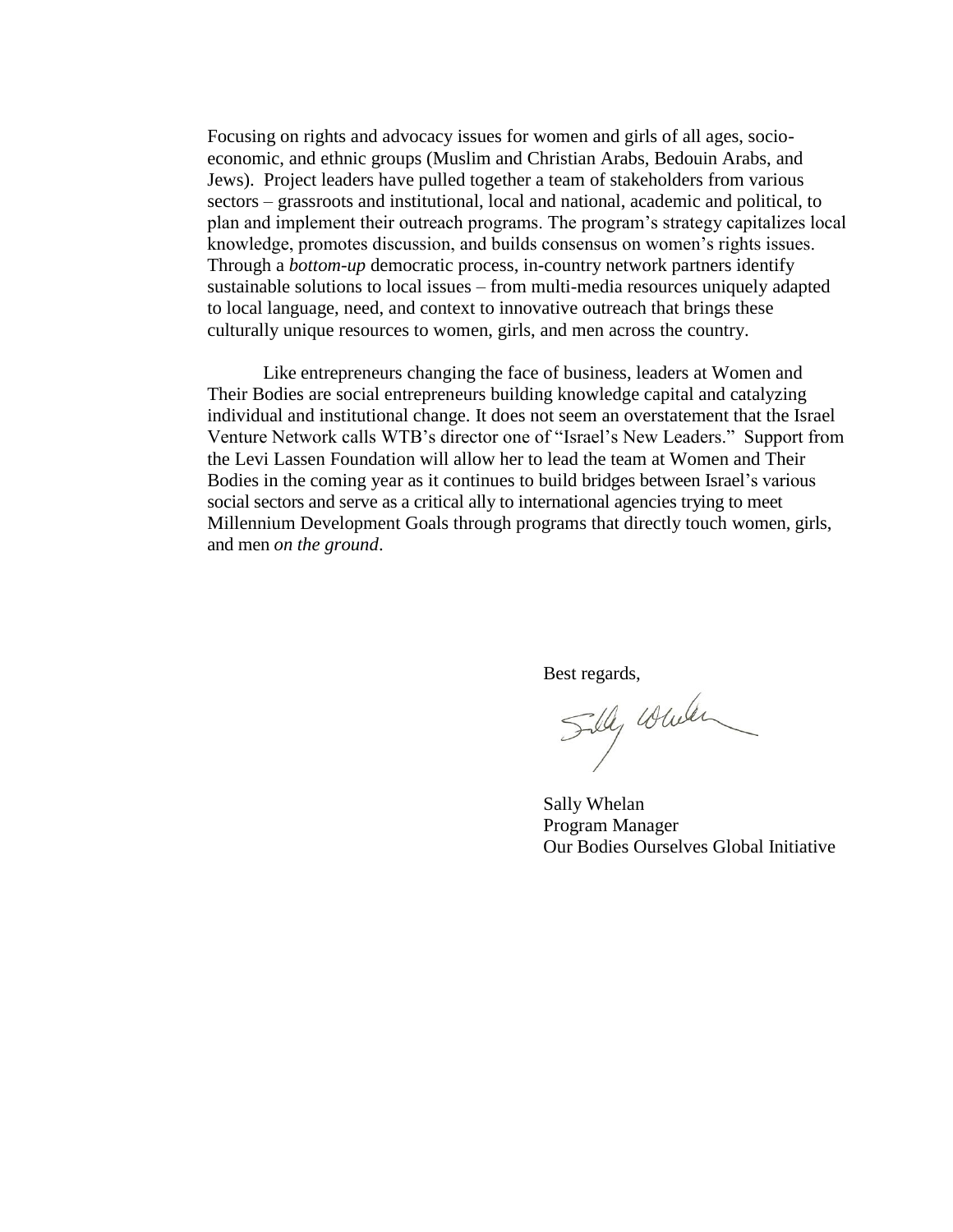Focusing on rights and advocacy issues for women and girls of all ages, socio-economic, and ethnic groups (Muslim and Christian Arabs, Bedouin Arabs, and Jews). Project leaders have pulled together a team of stakeholders from various sectors – grassroots and institutional, local and national, academic and political, to plan and implement their outreach programs. The program's strategy capitalizes local knowledge, promotes discussion, and builds consensus on women's rights issues. Through a *bottom-up* democratic process, in-country network partners identify sustainable solutions to local issues – from multi-media resources uniquely adapted to local language, need, and context to innovative outreach that brings these culturally unique resources to women, girls, and men across the country.

Like entrepreneurs changing the face of business, leaders at Women and Their Bodies are social entrepreneurs building knowledge capital and catalyzing individual and institutional change. It does not seem an overstatement that the Israel Venture Network calls WTB's director one of "Israel's New Leaders." Support from the Levi Lassen Foundation will allow her to lead the team at Women and Their Bodies in the coming year as it continues to build bridges between Israel's various social sectors and serve as a critical ally to international agencies trying to meet Millennium Development Goals through programs that directly touch women, girls, and men *on the ground*.

Best regards,

Sally Whelan
Program Manager
Our Bodies Ourselves Global Initiative